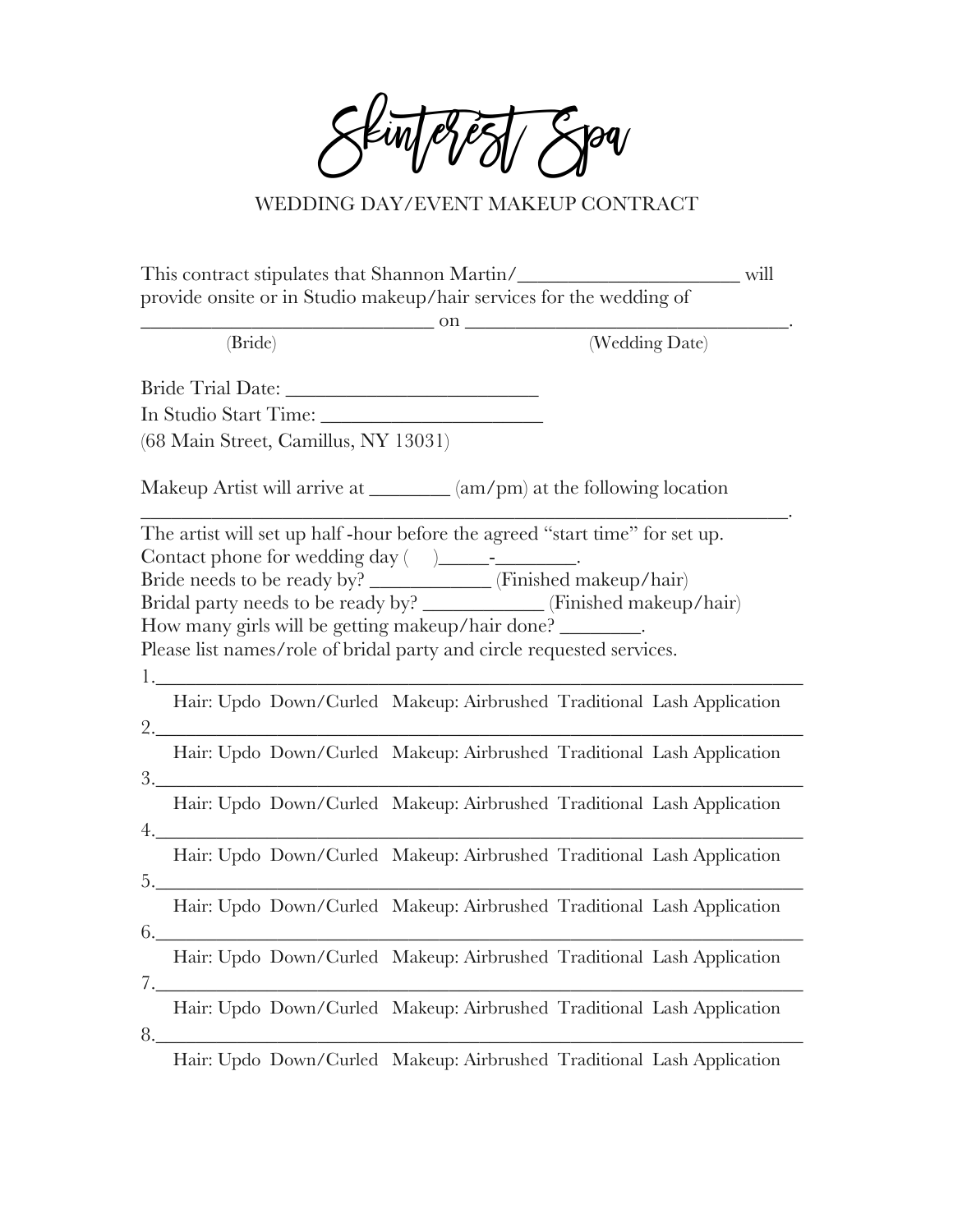# Skinterest Spa

WEDDING DAY/EVENT MAKEUP CONTRACT

This contract stipulates that Shannon Martin/______________________ will provide onsite or in Studio makeup/hair services for the wedding of ______________________________ on ________________________________.
(Bride) (Wedding Date)

Bride Trial Date: _________________________
In Studio Start Time: ______________________
(68 Main Street, Camillus, NY 13031)

Makeup Artist will arrive at ________ (am/pm) at the following location ________________________________________________________________.
The artist will set up half -hour before the agreed "start time" for set up.
Contact phone for wedding day (     )_____-________.
Bride needs to be ready by? ____________ (Finished makeup/hair)
Bridal party needs to be ready by? ____________ (Finished makeup/hair)
How many girls will be getting makeup/hair done? ________.
Please list names/role of bridal party and circle requested services.

1.________________________________________________________________
Hair: Updo Down/Curled Makeup: Airbrushed Traditional Lash Application
2.________________________________________________________________
Hair: Updo Down/Curled Makeup: Airbrushed Traditional Lash Application
3.________________________________________________________________
Hair: Updo Down/Curled Makeup: Airbrushed Traditional Lash Application
4.________________________________________________________________
Hair: Updo Down/Curled Makeup: Airbrushed Traditional Lash Application
5.________________________________________________________________
Hair: Updo Down/Curled Makeup: Airbrushed Traditional Lash Application
6.________________________________________________________________
Hair: Updo Down/Curled Makeup: Airbrushed Traditional Lash Application
7.________________________________________________________________
Hair: Updo Down/Curled Makeup: Airbrushed Traditional Lash Application
8.________________________________________________________________
Hair: Updo Down/Curled Makeup: Airbrushed Traditional Lash Application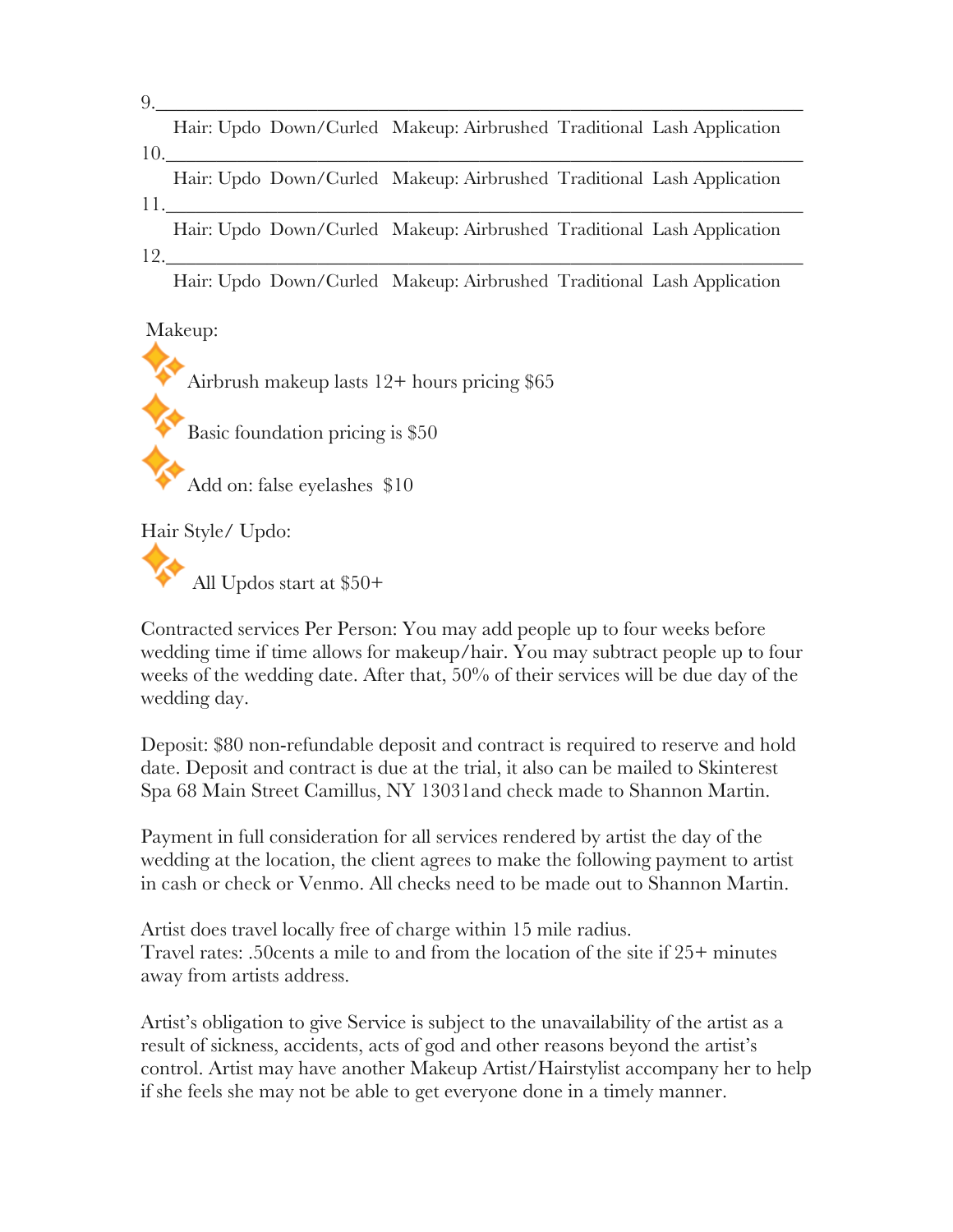9.\_\_\_\_\_\_\_\_\_\_\_\_\_\_\_\_\_\_\_\_\_\_\_\_\_\_\_\_\_\_\_\_\_\_\_\_\_\_\_\_\_\_\_\_\_\_\_\_\_\_\_\_\_\_\_\_\_\_\_\_

Hair: Updo Down/Curled Makeup: Airbrushed Traditional Lash Application

10.\_\_\_\_\_\_\_\_\_\_\_\_\_\_\_\_\_\_\_\_\_\_\_\_\_\_\_\_\_\_\_\_\_\_\_\_\_\_\_\_\_\_\_\_\_\_\_\_\_\_\_\_\_\_\_\_\_\_\_

Hair: Updo Down/Curled Makeup: Airbrushed Traditional Lash Application

11.\_\_\_\_\_\_\_\_\_\_\_\_\_\_\_\_\_\_\_\_\_\_\_\_\_\_\_\_\_\_\_\_\_\_\_\_\_\_\_\_\_\_\_\_\_\_\_\_\_\_\_\_\_\_\_\_\_\_\_

Hair: Updo Down/Curled Makeup: Airbrushed Traditional Lash Application

12.\_\_\_\_\_\_\_\_\_\_\_\_\_\_\_\_\_\_\_\_\_\_\_\_\_\_\_\_\_\_\_\_\_\_\_\_\_\_\_\_\_\_\_\_\_\_\_\_\_\_\_\_\_\_\_\_\_\_\_

Hair: Updo Down/Curled Makeup: Airbrushed Traditional Lash Application

Makeup:

- Airbrush makeup lasts 12+ hours pricing $65
- Basic foundation pricing is $50
- Add on: false eyelashes $10

Hair Style/ Updo:

- All Updos start at $50+

Contracted services Per Person: You may add people up to four weeks before wedding time if time allows for makeup/hair. You may subtract people up to four weeks of the wedding date. After that, 50% of their services will be due day of the wedding day.

Deposit: $80 non-refundable deposit and contract is required to reserve and hold date. Deposit and contract is due at the trial, it also can be mailed to Skinterest Spa 68 Main Street Camillus, NY 13031and check made to Shannon Martin.

Payment in full consideration for all services rendered by artist the day of the wedding at the location, the client agrees to make the following payment to artist in cash or check or Venmo. All checks need to be made out to Shannon Martin.

Artist does travel locally free of charge within 15 mile radius.
Travel rates: .50cents a mile to and from the location of the site if 25+ minutes away from artists address.

Artist's obligation to give Service is subject to the unavailability of the artist as a result of sickness, accidents, acts of god and other reasons beyond the artist's control. Artist may have another Makeup Artist/Hairstylist accompany her to help if she feels she may not be able to get everyone done in a timely manner.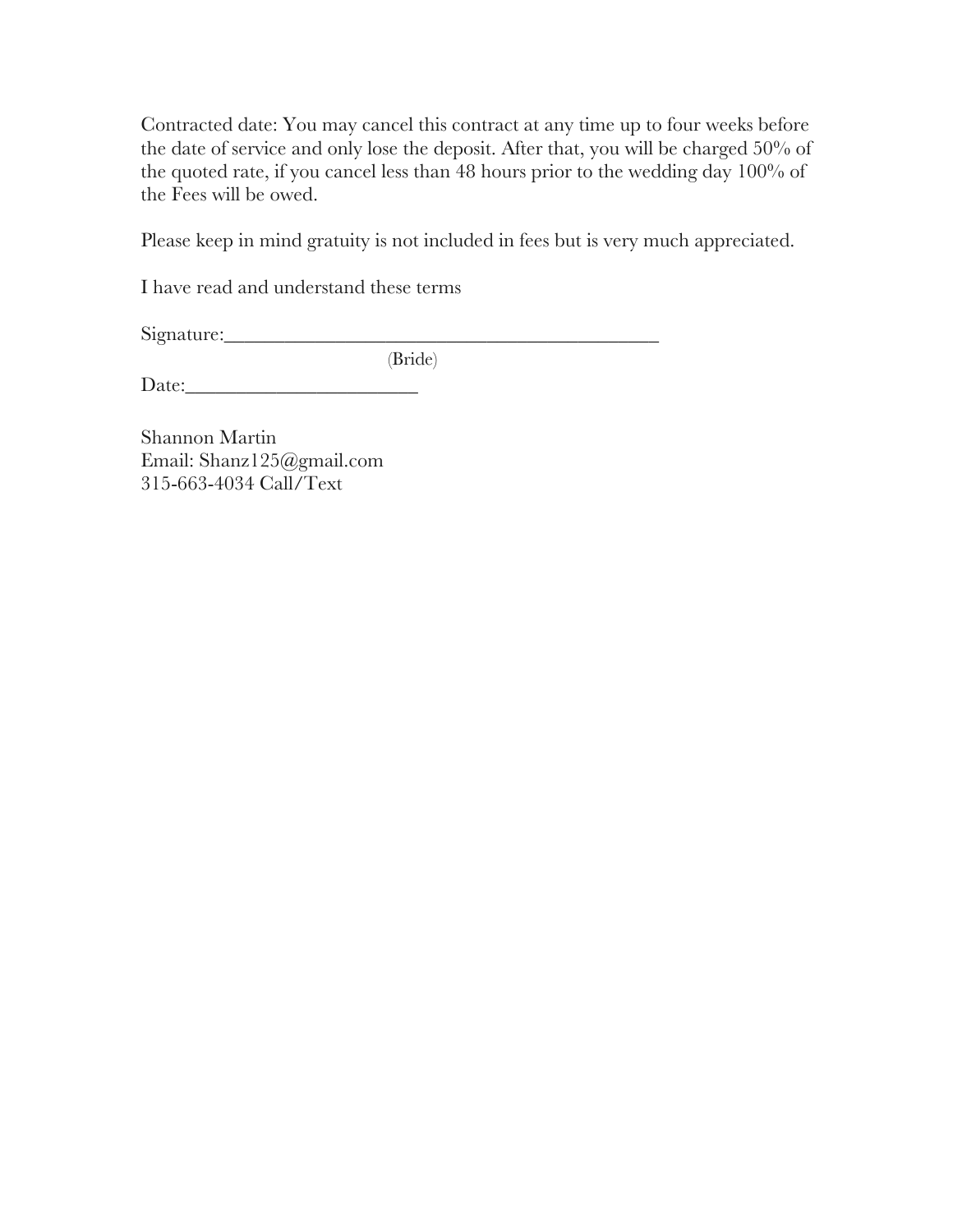Contracted date: You may cancel this contract at any time up to four weeks before the date of service and only lose the deposit. After that, you will be charged 50% of the quoted rate, if you cancel less than 48 hours prior to the wedding day 100% of the Fees will be owed.

Please keep in mind gratuity is not included in fees but is very much appreciated.

I have read and understand these terms

Signature:____________________________________________
(Bride)

Date:________________________

Shannon Martin
Email: Shanz125@gmail.com
315-663-4034 Call/Text